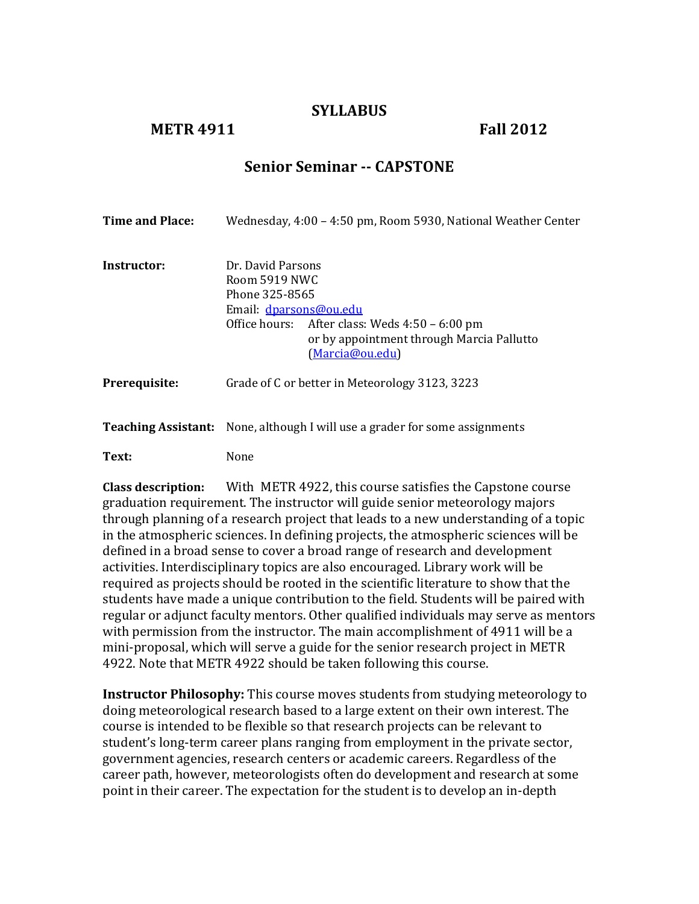# SYLLABUS

## METR 4911 Fall 2012

## Senior Seminar -- CAPSTONE

**Time and Place:** Wednesday, 4:00 – 4:50 pm, Room 5930, National Weather Center

**Instructor:** Dr. David Parsons
Room 5919 NWC
Phone 325-8565
Email: dparsons@ou.edu
Office hours: After class: Weds 4:50 – 6:00 pm
or by appointment through Marcia Pallutto (Marcia@ou.edu)

**Prerequisite:** Grade of C or better in Meteorology 3123, 3223

**Teaching Assistant:** None, although I will use a grader for some assignments

**Text:** None

**Class description:** With METR 4922, this course satisfies the Capstone course graduation requirement. The instructor will guide senior meteorology majors through planning of a research project that leads to a new understanding of a topic in the atmospheric sciences. In defining projects, the atmospheric sciences will be defined in a broad sense to cover a broad range of research and development activities. Interdisciplinary topics are also encouraged. Library work will be required as projects should be rooted in the scientific literature to show that the students have made a unique contribution to the field. Students will be paired with regular or adjunct faculty mentors. Other qualified individuals may serve as mentors with permission from the instructor. The main accomplishment of 4911 will be a mini-proposal, which will serve a guide for the senior research project in METR 4922. Note that METR 4922 should be taken following this course.

**Instructor Philosophy:** This course moves students from studying meteorology to doing meteorological research based to a large extent on their own interest. The course is intended to be flexible so that research projects can be relevant to student's long-term career plans ranging from employment in the private sector, government agencies, research centers or academic careers. Regardless of the career path, however, meteorologists often do development and research at some point in their career. The expectation for the student is to develop an in-depth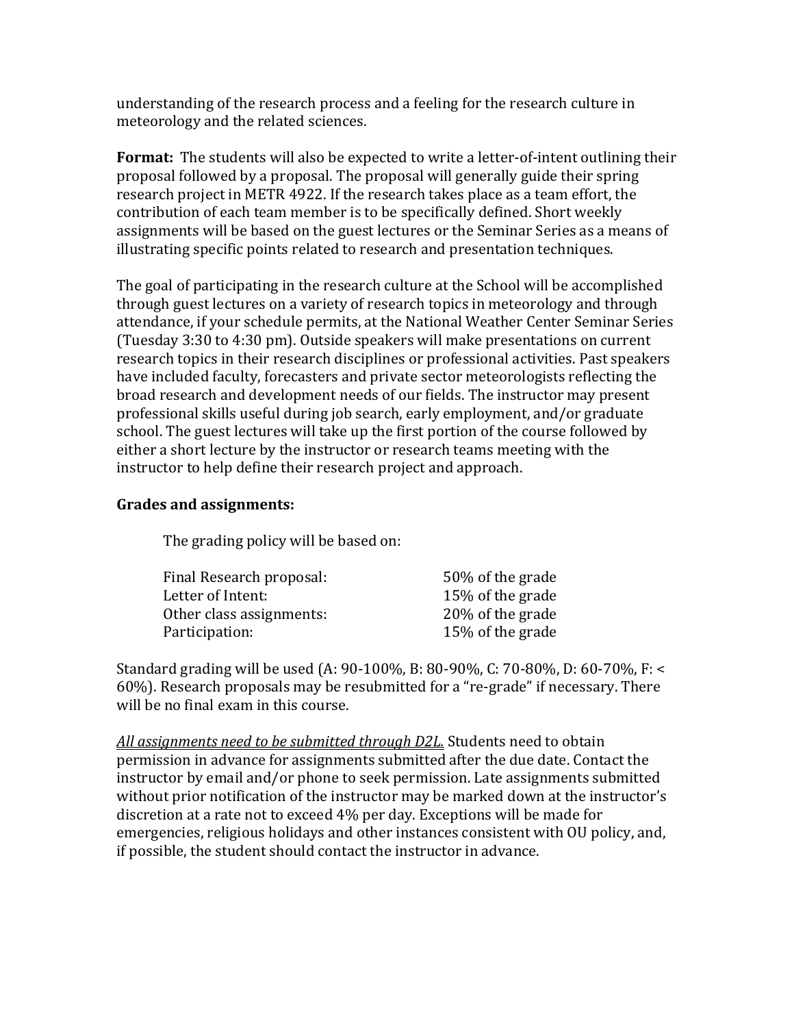understanding of the research process and a feeling for the research culture in meteorology and the related sciences.

**Format:** The students will also be expected to write a letter-of-intent outlining their proposal followed by a proposal. The proposal will generally guide their spring research project in METR 4922. If the research takes place as a team effort, the contribution of each team member is to be specifically defined. Short weekly assignments will be based on the guest lectures or the Seminar Series as a means of illustrating specific points related to research and presentation techniques.

The goal of participating in the research culture at the School will be accomplished through guest lectures on a variety of research topics in meteorology and through attendance, if your schedule permits, at the National Weather Center Seminar Series (Tuesday 3:30 to 4:30 pm). Outside speakers will make presentations on current research topics in their research disciplines or professional activities. Past speakers have included faculty, forecasters and private sector meteorologists reflecting the broad research and development needs of our fields. The instructor may present professional skills useful during job search, early employment, and/or graduate school. The guest lectures will take up the first portion of the course followed by either a short lecture by the instructor or research teams meeting with the instructor to help define their research project and approach.

**Grades and assignments:**

The grading policy will be based on:

| | |
|---|---|
| Final Research proposal: | 50% of the grade |
| Letter of Intent: | 15% of the grade |
| Other class assignments: | 20% of the grade |
| Participation: | 15% of the grade |

Standard grading will be used (A: 90-100%, B: 80-90%, C: 70-80%, D: 60-70%, F: < 60%). Research proposals may be resubmitted for a "re-grade" if necessary. There will be no final exam in this course.

*<u>All assignments need to be submitted through D2L.</u>* Students need to obtain permission in advance for assignments submitted after the due date. Contact the instructor by email and/or phone to seek permission. Late assignments submitted without prior notification of the instructor may be marked down at the instructor's discretion at a rate not to exceed 4% per day. Exceptions will be made for emergencies, religious holidays and other instances consistent with OU policy, and, if possible, the student should contact the instructor in advance.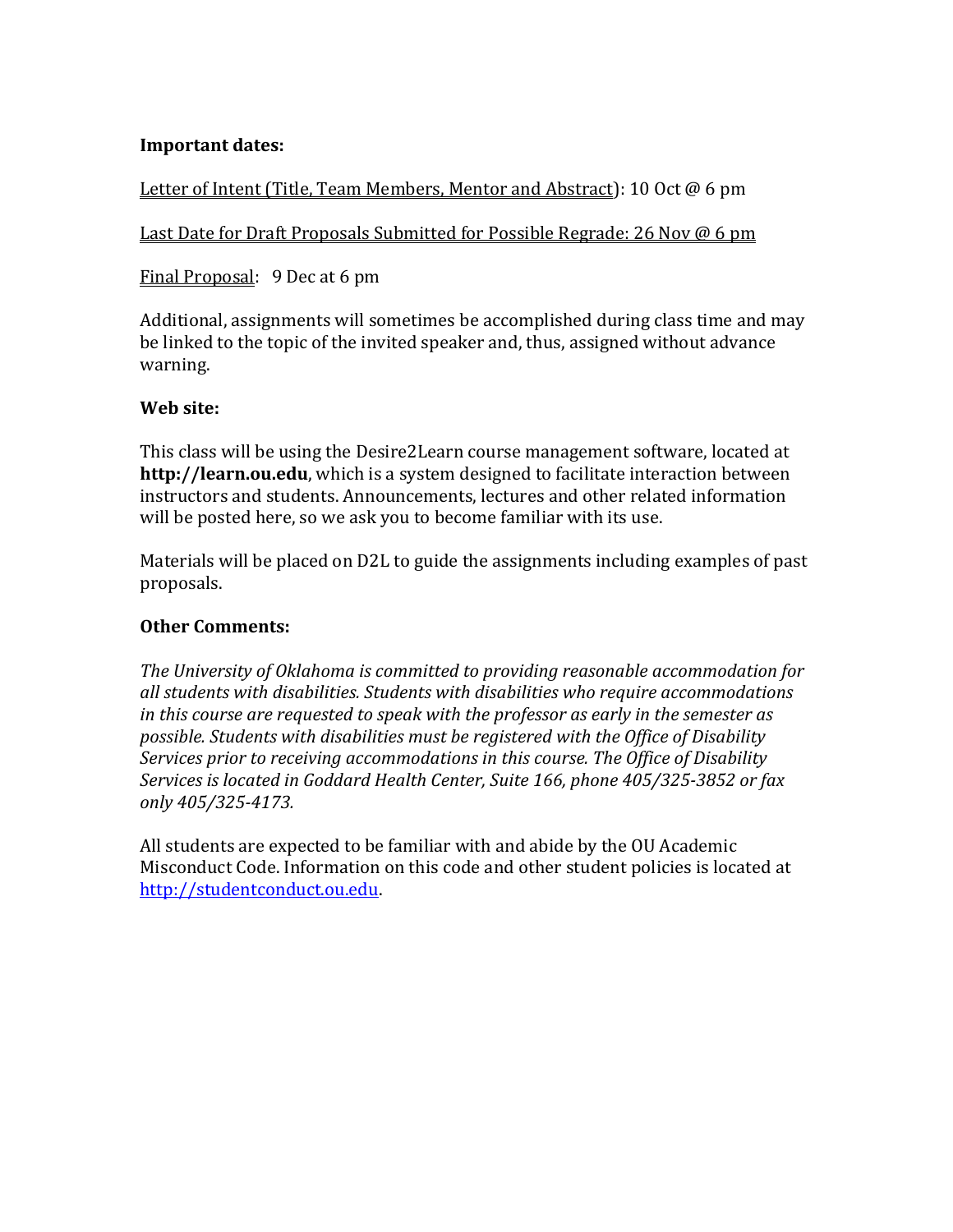**Important dates:**

Letter of Intent (Title, Team Members, Mentor and Abstract): 10 Oct @ 6 pm

Last Date for Draft Proposals Submitted for Possible Regrade: 26 Nov @ 6 pm

Final Proposal: 9 Dec at 6 pm

Additional, assignments will sometimes be accomplished during class time and may be linked to the topic of the invited speaker and, thus, assigned without advance warning.

**Web site:**

This class will be using the Desire2Learn course management software, located at **http://learn.ou.edu**, which is a system designed to facilitate interaction between instructors and students. Announcements, lectures and other related information will be posted here, so we ask you to become familiar with its use.

Materials will be placed on D2L to guide the assignments including examples of past proposals.

**Other Comments:**

*The University of Oklahoma is committed to providing reasonable accommodation for all students with disabilities. Students with disabilities who require accommodations in this course are requested to speak with the professor as early in the semester as possible. Students with disabilities must be registered with the Office of Disability Services prior to receiving accommodations in this course. The Office of Disability Services is located in Goddard Health Center, Suite 166, phone 405/325-3852 or fax only 405/325-4173.*

All students are expected to be familiar with and abide by the OU Academic Misconduct Code. Information on this code and other student policies is located at http://studentconduct.ou.edu.